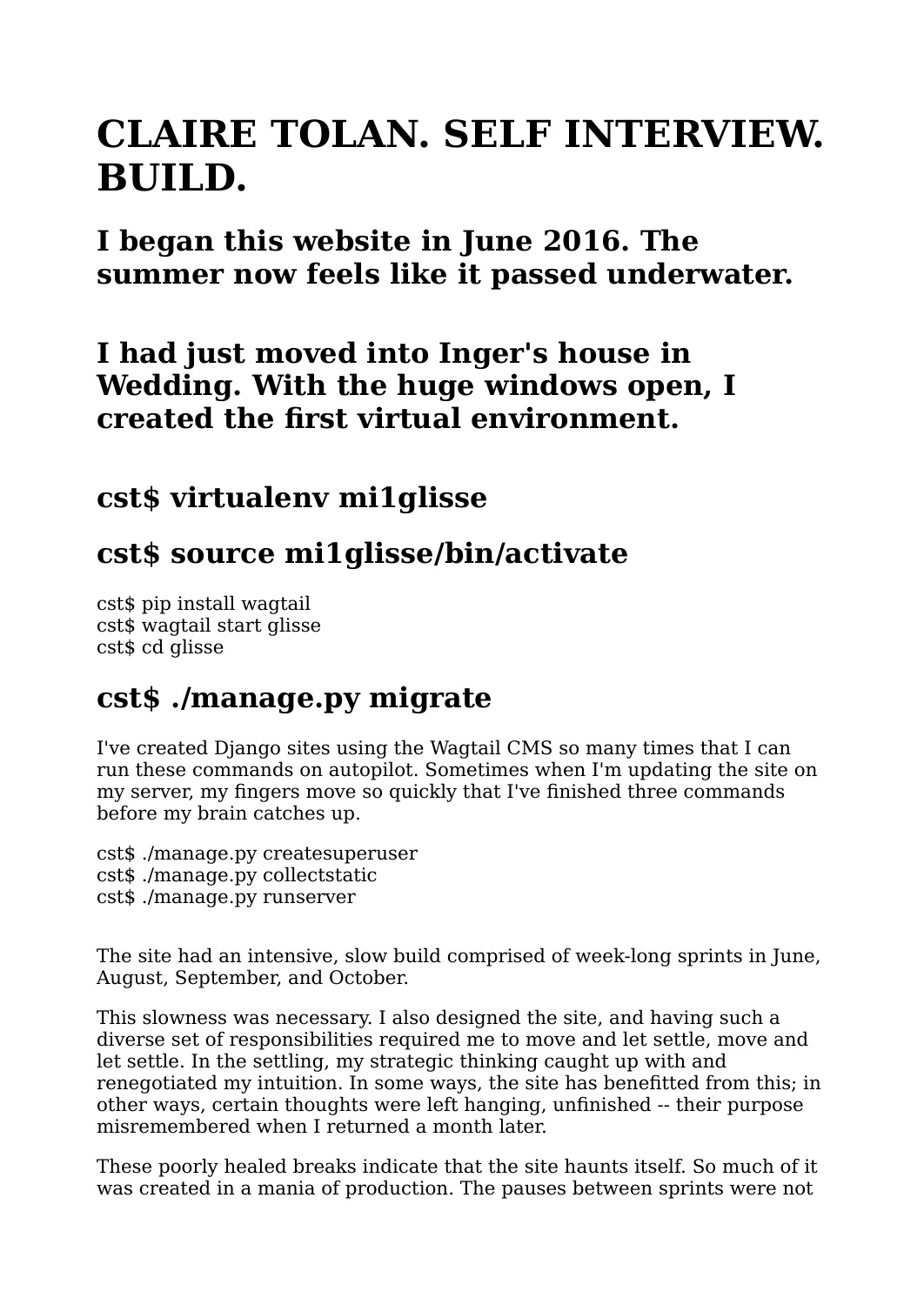# CLAIRE TOLAN. SELF INTERVIEW. BUILD.

## I began this website in June 2016. The summer now feels like it passed underwater.

## I had just moved into Inger's house in Wedding. With the huge windows open, I created the first virtual environment.

## cst$ virtualenv mi1glisse

## cst$ source mi1glisse/bin/activate

cst$ pip install wagtail
cst$ wagtail start glisse
cst$ cd glisse

## cst$ ./manage.py migrate

I've created Django sites using the Wagtail CMS so many times that I can run these commands on autopilot. Sometimes when I'm updating the site on my server, my fingers move so quickly that I've finished three commands before my brain catches up.

cst$ ./manage.py createsuperuser
cst$ ./manage.py collectstatic
cst$ ./manage.py runserver

The site had an intensive, slow build comprised of week-long sprints in June, August, September, and October.

This slowness was necessary. I also designed the site, and having such a diverse set of responsibilities required me to move and let settle, move and let settle. In the settling, my strategic thinking caught up with and renegotiated my intuition. In some ways, the site has benefitted from this; in other ways, certain thoughts were left hanging, unfinished -- their purpose misremembered when I returned a month later.

These poorly healed breaks indicate that the site haunts itself. So much of it was created in a mania of production. The pauses between sprints were not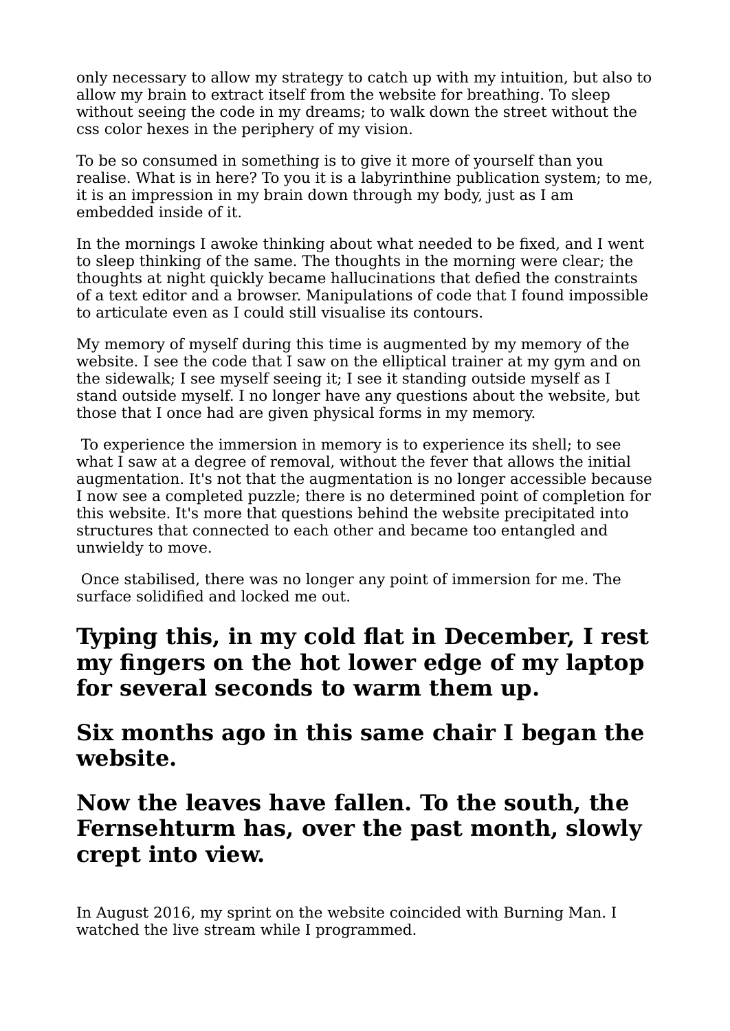only necessary to allow my strategy to catch up with my intuition, but also to allow my brain to extract itself from the website for breathing. To sleep without seeing the code in my dreams; to walk down the street without the css color hexes in the periphery of my vision.

To be so consumed in something is to give it more of yourself than you realise. What is in here? To you it is a labyrinthine publication system; to me, it is an impression in my brain down through my body, just as I am embedded inside of it.

In the mornings I awoke thinking about what needed to be fixed, and I went to sleep thinking of the same. The thoughts in the morning were clear; the thoughts at night quickly became hallucinations that defied the constraints of a text editor and a browser. Manipulations of code that I found impossible to articulate even as I could still visualise its contours.

My memory of myself during this time is augmented by my memory of the website. I see the code that I saw on the elliptical trainer at my gym and on the sidewalk; I see myself seeing it; I see it standing outside myself as I stand outside myself. I no longer have any questions about the website, but those that I once had are given physical forms in my memory.

To experience the immersion in memory is to experience its shell; to see what I saw at a degree of removal, without the fever that allows the initial augmentation. It's not that the augmentation is no longer accessible because I now see a completed puzzle; there is no determined point of completion for this website. It's more that questions behind the website precipitated into structures that connected to each other and became too entangled and unwieldy to move.

Once stabilised, there was no longer any point of immersion for me. The surface solidified and locked me out.

## Typing this, in my cold flat in December, I rest my fingers on the hot lower edge of my laptop for several seconds to warm them up.

## Six months ago in this same chair I began the website.

## Now the leaves have fallen. To the south, the Fernsehturm has, over the past month, slowly crept into view.

In August 2016, my sprint on the website coincided with Burning Man. I watched the live stream while I programmed.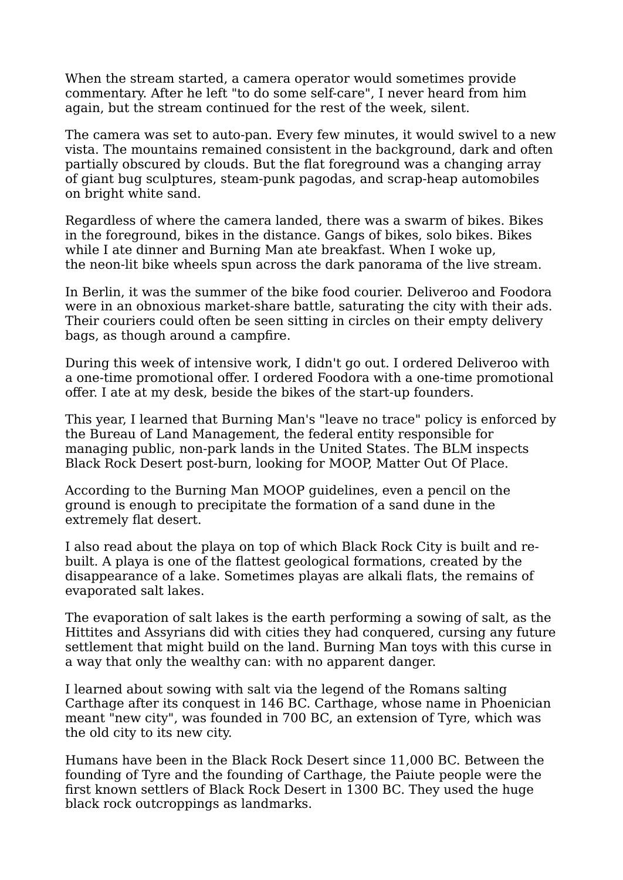When the stream started, a camera operator would sometimes provide commentary. After he left "to do some self-care", I never heard from him again, but the stream continued for the rest of the week, silent.

The camera was set to auto-pan. Every few minutes, it would swivel to a new vista. The mountains remained consistent in the background, dark and often partially obscured by clouds. But the flat foreground was a changing array of giant bug sculptures, steam-punk pagodas, and scrap-heap automobiles on bright white sand.

Regardless of where the camera landed, there was a swarm of bikes. Bikes in the foreground, bikes in the distance. Gangs of bikes, solo bikes. Bikes while I ate dinner and Burning Man ate breakfast. When I woke up, the neon-lit bike wheels spun across the dark panorama of the live stream.

In Berlin, it was the summer of the bike food courier. Deliveroo and Foodora were in an obnoxious market-share battle, saturating the city with their ads. Their couriers could often be seen sitting in circles on their empty delivery bags, as though around a campfire.

During this week of intensive work, I didn't go out. I ordered Deliveroo with a one-time promotional offer. I ordered Foodora with a one-time promotional offer. I ate at my desk, beside the bikes of the start-up founders.

This year, I learned that Burning Man's "leave no trace" policy is enforced by the Bureau of Land Management, the federal entity responsible for managing public, non-park lands in the United States. The BLM inspects Black Rock Desert post-burn, looking for MOOP, Matter Out Of Place.

According to the Burning Man MOOP guidelines, even a pencil on the ground is enough to precipitate the formation of a sand dune in the extremely flat desert.

I also read about the playa on top of which Black Rock City is built and re-built. A playa is one of the flattest geological formations, created by the disappearance of a lake. Sometimes playas are alkali flats, the remains of evaporated salt lakes.

The evaporation of salt lakes is the earth performing a sowing of salt, as the Hittites and Assyrians did with cities they had conquered, cursing any future settlement that might build on the land. Burning Man toys with this curse in a way that only the wealthy can: with no apparent danger.

I learned about sowing with salt via the legend of the Romans salting Carthage after its conquest in 146 BC. Carthage, whose name in Phoenician meant "new city", was founded in 700 BC, an extension of Tyre, which was the old city to its new city.

Humans have been in the Black Rock Desert since 11,000 BC. Between the founding of Tyre and the founding of Carthage, the Paiute people were the first known settlers of Black Rock Desert in 1300 BC. They used the huge black rock outcroppings as landmarks.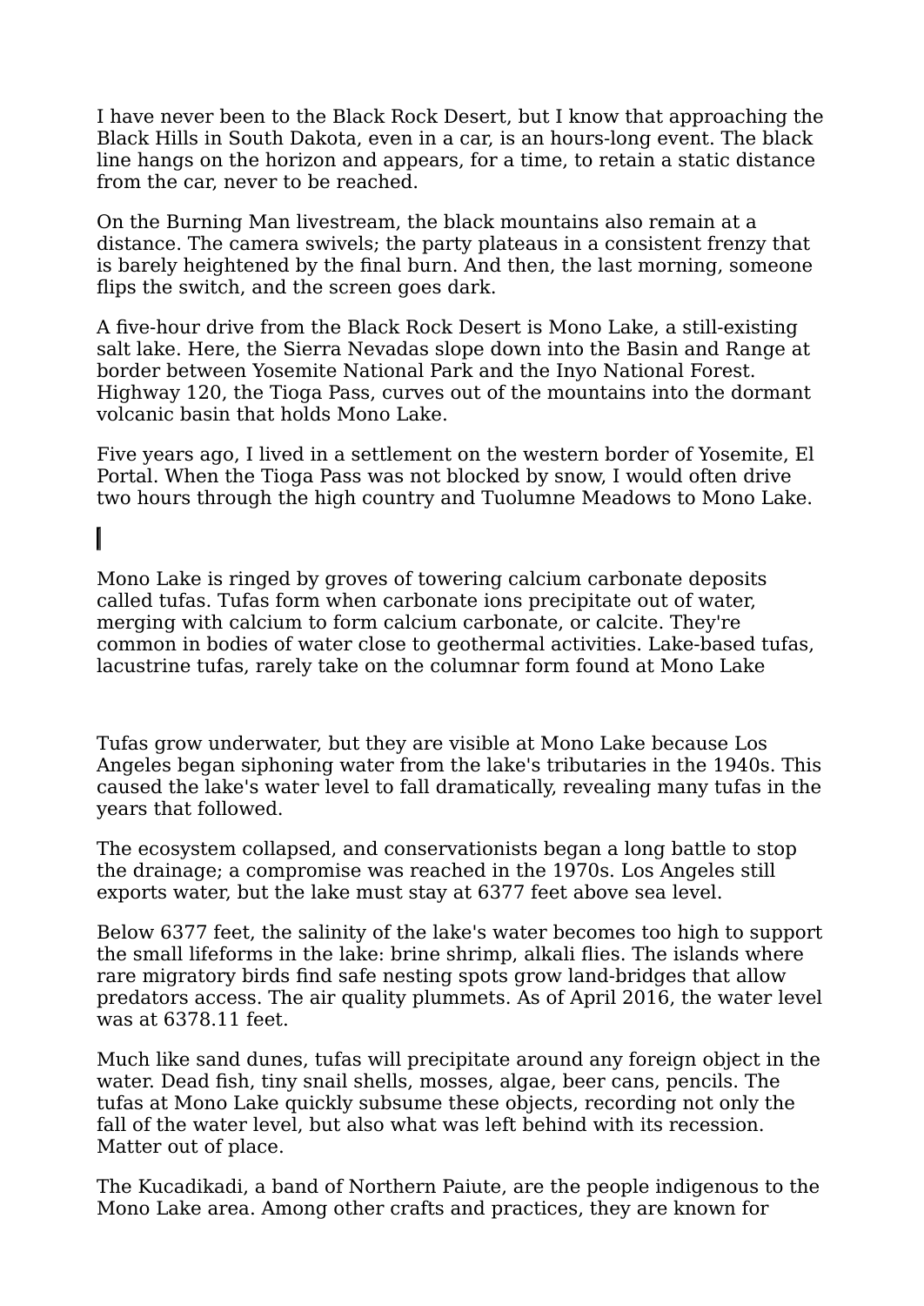I have never been to the Black Rock Desert, but I know that approaching the Black Hills in South Dakota, even in a car, is an hours-long event. The black line hangs on the horizon and appears, for a time, to retain a static distance from the car, never to be reached.

On the Burning Man livestream, the black mountains also remain at a distance. The camera swivels; the party plateaus in a consistent frenzy that is barely heightened by the final burn. And then, the last morning, someone flips the switch, and the screen goes dark.

A five-hour drive from the Black Rock Desert is Mono Lake, a still-existing salt lake. Here, the Sierra Nevadas slope down into the Basin and Range at border between Yosemite National Park and the Inyo National Forest. Highway 120, the Tioga Pass, curves out of the mountains into the dormant volcanic basin that holds Mono Lake.

Five years ago, I lived in a settlement on the western border of Yosemite, El Portal. When the Tioga Pass was not blocked by snow, I would often drive two hours through the high country and Tuolumne Meadows to Mono Lake.

Mono Lake is ringed by groves of towering calcium carbonate deposits called tufas. Tufas form when carbonate ions precipitate out of water, merging with calcium to form calcium carbonate, or calcite. They're common in bodies of water close to geothermal activities. Lake-based tufas, lacustrine tufas, rarely take on the columnar form found at Mono Lake

Tufas grow underwater, but they are visible at Mono Lake because Los Angeles began siphoning water from the lake's tributaries in the 1940s. This caused the lake's water level to fall dramatically, revealing many tufas in the years that followed.

The ecosystem collapsed, and conservationists began a long battle to stop the drainage; a compromise was reached in the 1970s. Los Angeles still exports water, but the lake must stay at 6377 feet above sea level.

Below 6377 feet, the salinity of the lake's water becomes too high to support the small lifeforms in the lake: brine shrimp, alkali flies. The islands where rare migratory birds find safe nesting spots grow land-bridges that allow predators access. The air quality plummets. As of April 2016, the water level was at 6378.11 feet.

Much like sand dunes, tufas will precipitate around any foreign object in the water. Dead fish, tiny snail shells, mosses, algae, beer cans, pencils. The tufas at Mono Lake quickly subsume these objects, recording not only the fall of the water level, but also what was left behind with its recession. Matter out of place.

The Kucadikadi, a band of Northern Paiute, are the people indigenous to the Mono Lake area. Among other crafts and practices, they are known for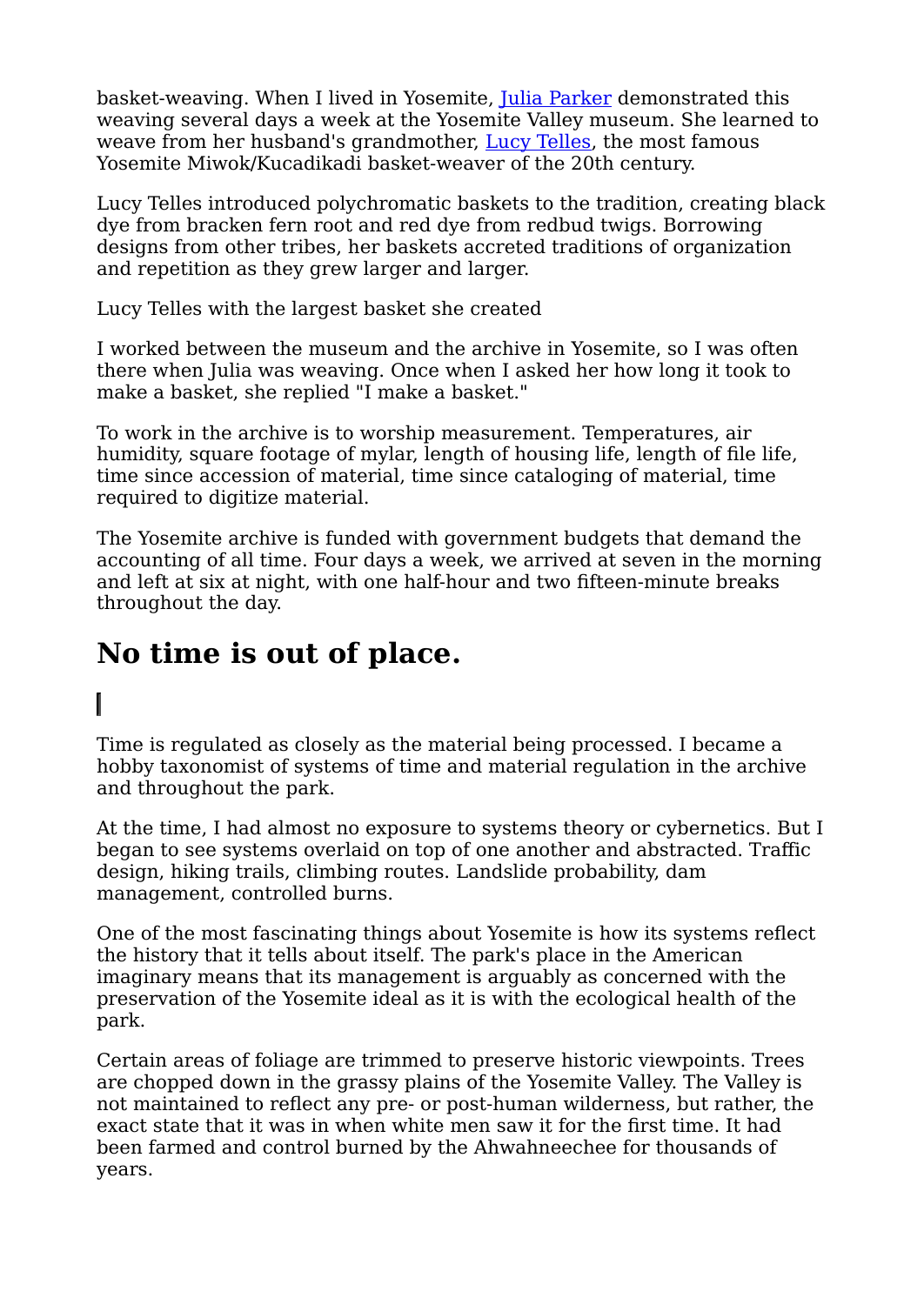basket-weaving. When I lived in Yosemite, [Julia Parker] demonstrated this weaving several days a week at the Yosemite Valley museum. She learned to weave from her husband's grandmother, [Lucy Telles], the most famous Yosemite Miwok/Kucadikadi basket-weaver of the 20th century.

Lucy Telles introduced polychromatic baskets to the tradition, creating black dye from bracken fern root and red dye from redbud twigs. Borrowing designs from other tribes, her baskets accreted traditions of organization and repetition as they grew larger and larger.

Lucy Telles with the largest basket she created

I worked between the museum and the archive in Yosemite, so I was often there when Julia was weaving. Once when I asked her how long it took to make a basket, she replied "I make a basket."

To work in the archive is to worship measurement. Temperatures, air humidity, square footage of mylar, length of housing life, length of file life, time since accession of material, time since cataloging of material, time required to digitize material.

The Yosemite archive is funded with government budgets that demand the accounting of all time. Four days a week, we arrived at seven in the morning and left at six at night, with one half-hour and two fifteen-minute breaks throughout the day.

## No time is out of place.

Time is regulated as closely as the material being processed. I became a hobby taxonomist of systems of time and material regulation in the archive and throughout the park.

At the time, I had almost no exposure to systems theory or cybernetics. But I began to see systems overlaid on top of one another and abstracted. Traffic design, hiking trails, climbing routes. Landslide probability, dam management, controlled burns.

One of the most fascinating things about Yosemite is how its systems reflect the history that it tells about itself. The park's place in the American imaginary means that its management is arguably as concerned with the preservation of the Yosemite ideal as it is with the ecological health of the park.

Certain areas of foliage are trimmed to preserve historic viewpoints. Trees are chopped down in the grassy plains of the Yosemite Valley. The Valley is not maintained to reflect any pre- or post-human wilderness, but rather, the exact state that it was in when white men saw it for the first time. It had been farmed and control burned by the Ahwahneechee for thousands of years.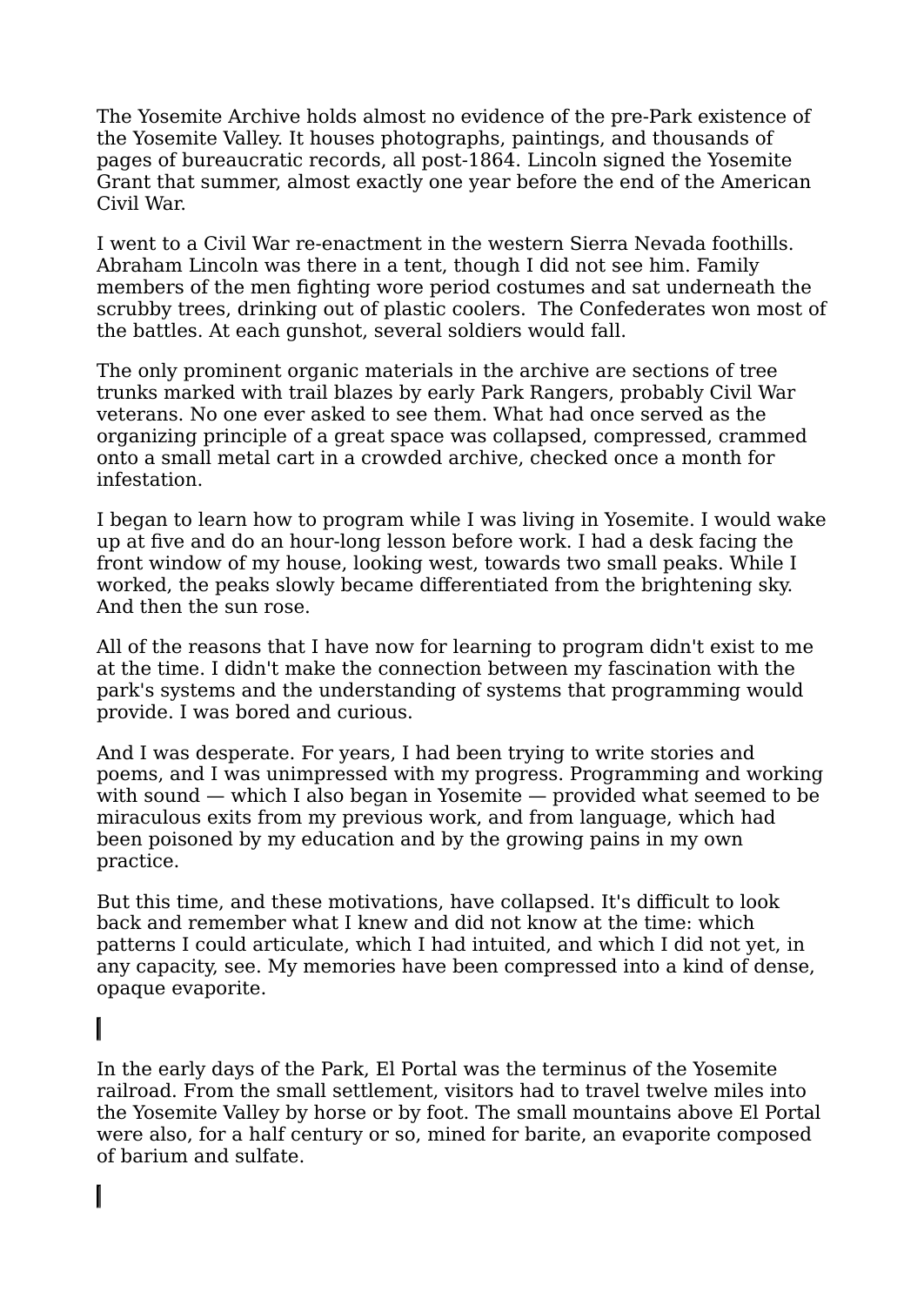The Yosemite Archive holds almost no evidence of the pre-Park existence of the Yosemite Valley. It houses photographs, paintings, and thousands of pages of bureaucratic records, all post-1864. Lincoln signed the Yosemite Grant that summer, almost exactly one year before the end of the American Civil War.

I went to a Civil War re-enactment in the western Sierra Nevada foothills. Abraham Lincoln was there in a tent, though I did not see him. Family members of the men fighting wore period costumes and sat underneath the scrubby trees, drinking out of plastic coolers. The Confederates won most of the battles. At each gunshot, several soldiers would fall.

The only prominent organic materials in the archive are sections of tree trunks marked with trail blazes by early Park Rangers, probably Civil War veterans. No one ever asked to see them. What had once served as the organizing principle of a great space was collapsed, compressed, crammed onto a small metal cart in a crowded archive, checked once a month for infestation.

I began to learn how to program while I was living in Yosemite. I would wake up at five and do an hour-long lesson before work. I had a desk facing the front window of my house, looking west, towards two small peaks. While I worked, the peaks slowly became differentiated from the brightening sky. And then the sun rose.

All of the reasons that I have now for learning to program didn't exist to me at the time. I didn't make the connection between my fascination with the park's systems and the understanding of systems that programming would provide. I was bored and curious.

And I was desperate. For years, I had been trying to write stories and poems, and I was unimpressed with my progress. Programming and working with sound — which I also began in Yosemite — provided what seemed to be miraculous exits from my previous work, and from language, which had been poisoned by my education and by the growing pains in my own practice.

But this time, and these motivations, have collapsed. It's difficult to look back and remember what I knew and did not know at the time: which patterns I could articulate, which I had intuited, and which I did not yet, in any capacity, see. My memories have been compressed into a kind of dense, opaque evaporite.

|

In the early days of the Park, El Portal was the terminus of the Yosemite railroad. From the small settlement, visitors had to travel twelve miles into the Yosemite Valley by horse or by foot. The small mountains above El Portal were also, for a half century or so, mined for barite, an evaporite composed of barium and sulfate.

|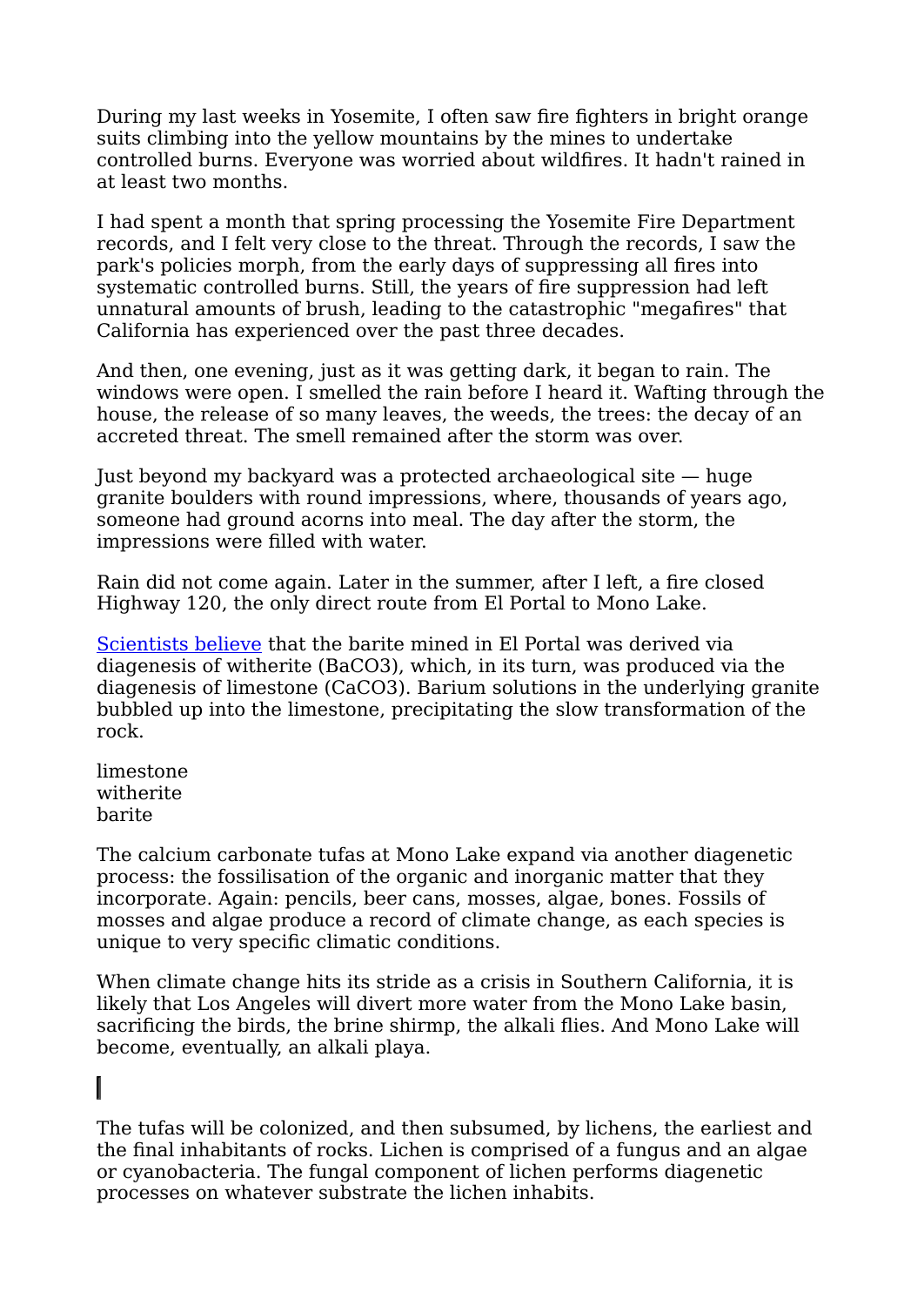During my last weeks in Yosemite, I often saw fire fighters in bright orange suits climbing into the yellow mountains by the mines to undertake controlled burns. Everyone was worried about wildfires. It hadn't rained in at least two months.

I had spent a month that spring processing the Yosemite Fire Department records, and I felt very close to the threat. Through the records, I saw the park's policies morph, from the early days of suppressing all fires into systematic controlled burns. Still, the years of fire suppression had left unnatural amounts of brush, leading to the catastrophic "megafires" that California has experienced over the past three decades.

And then, one evening, just as it was getting dark, it began to rain. The windows were open. I smelled the rain before I heard it. Wafting through the house, the release of so many leaves, the weeds, the trees: the decay of an accreted threat. The smell remained after the storm was over.

Just beyond my backyard was a protected archaeological site — huge granite boulders with round impressions, where, thousands of years ago, someone had ground acorns into meal. The day after the storm, the impressions were filled with water.

Rain did not come again. Later in the summer, after I left, a fire closed Highway 120, the only direct route from El Portal to Mono Lake.

Scientists believe that the barite mined in El Portal was derived via diagenesis of witherite ($BaCO_3$), which, in its turn, was produced via the diagenesis of limestone ($CaCO_3$). Barium solutions in the underlying granite bubbled up into the limestone, precipitating the slow transformation of the rock.

limestone
witherite
barite

The calcium carbonate tufas at Mono Lake expand via another diagenetic process: the fossilisation of the organic and inorganic matter that they incorporate. Again: pencils, beer cans, mosses, algae, bones. Fossils of mosses and algae produce a record of climate change, as each species is unique to very specific climatic conditions.

When climate change hits its stride as a crisis in Southern California, it is likely that Los Angeles will divert more water from the Mono Lake basin, sacrificing the birds, the brine shirmp, the alkali flies. And Mono Lake will become, eventually, an alkali playa.

The tufas will be colonized, and then subsumed, by lichens, the earliest and the final inhabitants of rocks. Lichen is comprised of a fungus and an algae or cyanobacteria. The fungal component of lichen performs diagenetic processes on whatever substrate the lichen inhabits.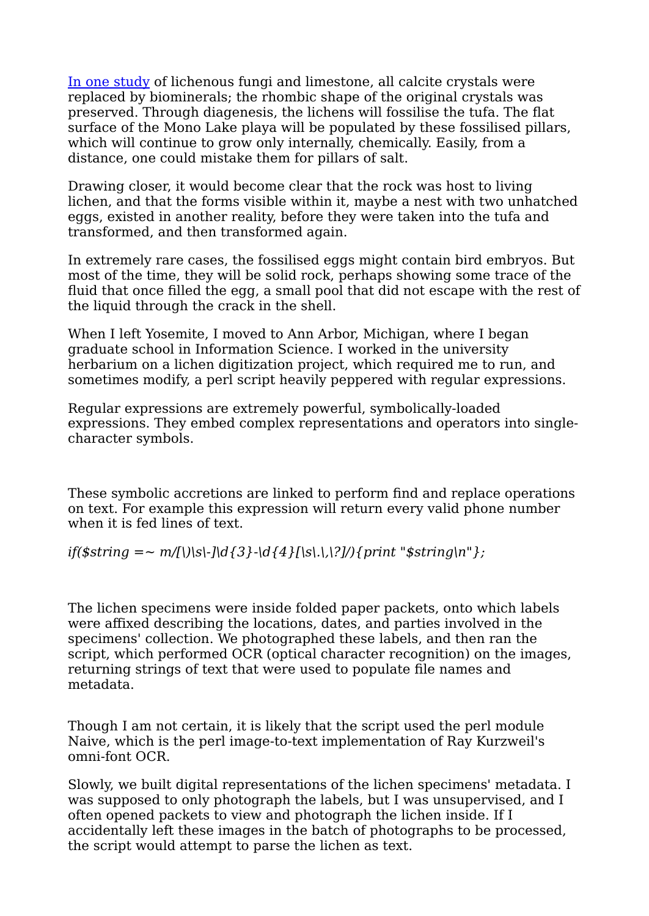[In one study](#) of lichenous fungi and limestone, all calcite crystals were replaced by biominerals; the rhombic shape of the original crystals was preserved. Through diagenesis, the lichens will fossilise the tufa. The flat surface of the Mono Lake playa will be populated by these fossilised pillars, which will continue to grow only internally, chemically. Easily, from a distance, one could mistake them for pillars of salt.

Drawing closer, it would become clear that the rock was host to living lichen, and that the forms visible within it, maybe a nest with two unhatched eggs, existed in another reality, before they were taken into the tufa and transformed, and then transformed again.

In extremely rare cases, the fossilised eggs might contain bird embryos. But most of the time, they will be solid rock, perhaps showing some trace of the fluid that once filled the egg, a small pool that did not escape with the rest of the liquid through the crack in the shell.

When I left Yosemite, I moved to Ann Arbor, Michigan, where I began graduate school in Information Science. I worked in the university herbarium on a lichen digitization project, which required me to run, and sometimes modify, a perl script heavily peppered with regular expressions.

Regular expressions are extremely powerful, symbolically-loaded expressions. They embed complex representations and operators into single-character symbols.

These symbolic accretions are linked to perform find and replace operations on text. For example this expression will return every valid phone number when it is fed lines of text.

*if($string =~ m/[\)\s\-]\d{3}-\d{4}[\s\.\,\?]/){print "$string\n"};*

The lichen specimens were inside folded paper packets, onto which labels were affixed describing the locations, dates, and parties involved in the specimens' collection. We photographed these labels, and then ran the script, which performed OCR (optical character recognition) on the images, returning strings of text that were used to populate file names and metadata.

Though I am not certain, it is likely that the script used the perl module Naive, which is the perl image-to-text implementation of Ray Kurzweil's omni-font OCR.

Slowly, we built digital representations of the lichen specimens' metadata. I was supposed to only photograph the labels, but I was unsupervised, and I often opened packets to view and photograph the lichen inside. If I accidentally left these images in the batch of photographs to be processed, the script would attempt to parse the lichen as text.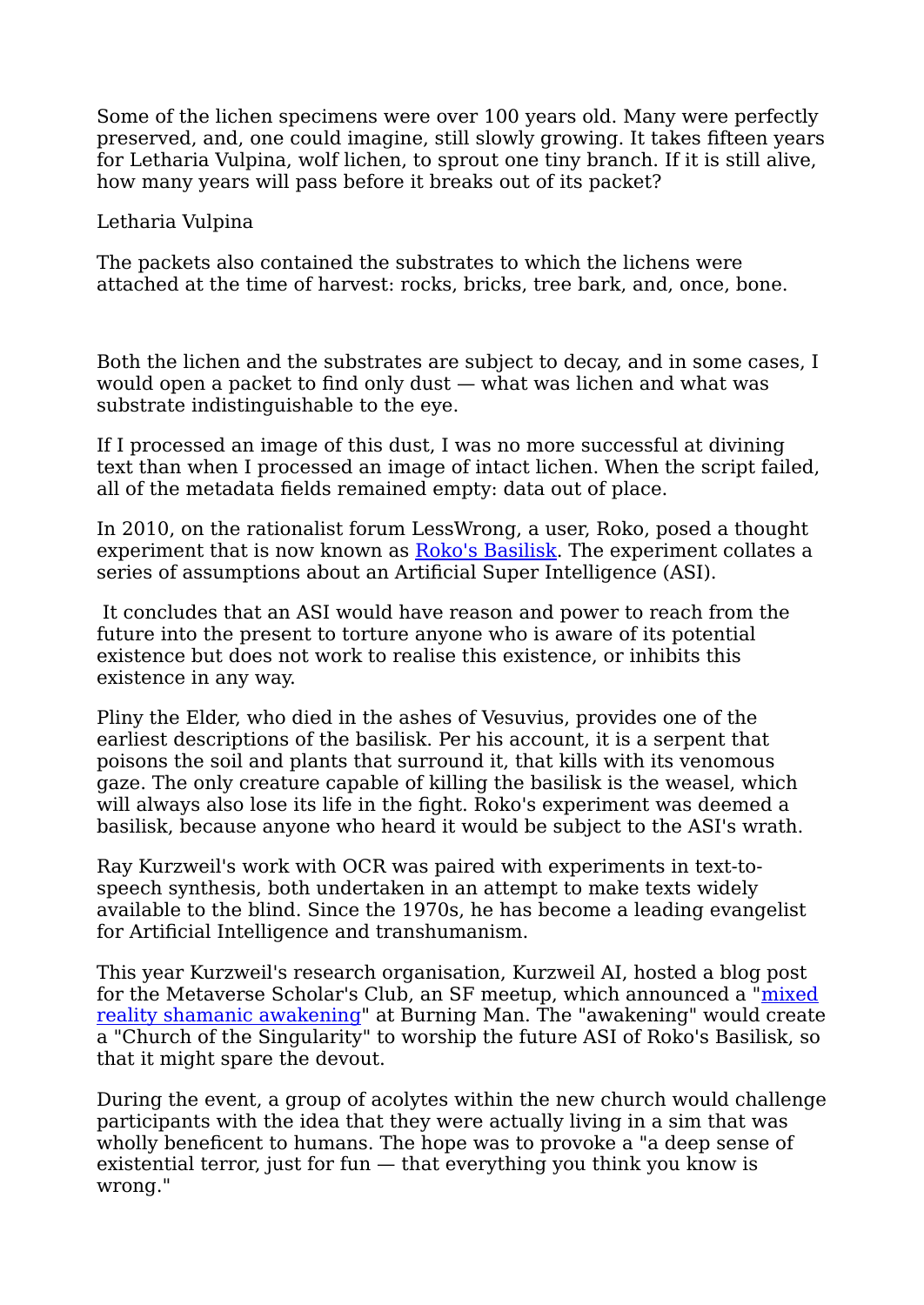Some of the lichen specimens were over 100 years old. Many were perfectly preserved, and, one could imagine, still slowly growing. It takes fifteen years for Letharia Vulpina, wolf lichen, to sprout one tiny branch. If it is still alive, how many years will pass before it breaks out of its packet?

Letharia Vulpina

The packets also contained the substrates to which the lichens were attached at the time of harvest: rocks, bricks, tree bark, and, once, bone.

Both the lichen and the substrates are subject to decay, and in some cases, I would open a packet to find only dust — what was lichen and what was substrate indistinguishable to the eye.

If I processed an image of this dust, I was no more successful at divining text than when I processed an image of intact lichen. When the script failed, all of the metadata fields remained empty: data out of place.

In 2010, on the rationalist forum LessWrong, a user, Roko, posed a thought experiment that is now known as [Roko's Basilisk](). The experiment collates a series of assumptions about an Artificial Super Intelligence (ASI).

It concludes that an ASI would have reason and power to reach from the future into the present to torture anyone who is aware of its potential existence but does not work to realise this existence, or inhibits this existence in any way.

Pliny the Elder, who died in the ashes of Vesuvius, provides one of the earliest descriptions of the basilisk. Per his account, it is a serpent that poisons the soil and plants that surround it, that kills with its venomous gaze. The only creature capable of killing the basilisk is the weasel, which will always also lose its life in the fight. Roko's experiment was deemed a basilisk, because anyone who heard it would be subject to the ASI's wrath.

Ray Kurzweil's work with OCR was paired with experiments in text-to-speech synthesis, both undertaken in an attempt to make texts widely available to the blind. Since the 1970s, he has become a leading evangelist for Artificial Intelligence and transhumanism.

This year Kurzweil's research organisation, Kurzweil AI, hosted a blog post for the Metaverse Scholar's Club, an SF meetup, which announced a "[mixed reality shamanic awakening]()" at Burning Man. The "awakening" would create a "Church of the Singularity" to worship the future ASI of Roko's Basilisk, so that it might spare the devout.

During the event, a group of acolytes within the new church would challenge participants with the idea that they were actually living in a sim that was wholly beneficent to humans. The hope was to provoke a "a deep sense of existential terror, just for fun — that everything you think you know is wrong."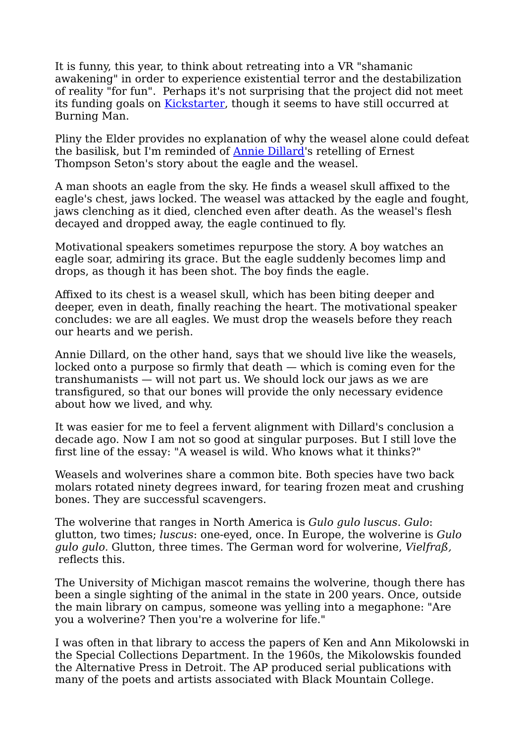It is funny, this year, to think about retreating into a VR "shamanic awakening" in order to experience existential terror and the destabilization of reality "for fun". Perhaps it's not surprising that the project did not meet its funding goals on Kickstarter, though it seems to have still occurred at Burning Man.

Pliny the Elder provides no explanation of why the weasel alone could defeat the basilisk, but I'm reminded of Annie Dillard's retelling of Ernest Thompson Seton's story about the eagle and the weasel.

A man shoots an eagle from the sky. He finds a weasel skull affixed to the eagle's chest, jaws locked. The weasel was attacked by the eagle and fought, jaws clenching as it died, clenched even after death. As the weasel's flesh decayed and dropped away, the eagle continued to fly.

Motivational speakers sometimes repurpose the story. A boy watches an eagle soar, admiring its grace. But the eagle suddenly becomes limp and drops, as though it has been shot. The boy finds the eagle.

Affixed to its chest is a weasel skull, which has been biting deeper and deeper, even in death, finally reaching the heart. The motivational speaker concludes: we are all eagles. We must drop the weasels before they reach our hearts and we perish.

Annie Dillard, on the other hand, says that we should live like the weasels, locked onto a purpose so firmly that death — which is coming even for the transhumanists — will not part us. We should lock our jaws as we are transfigured, so that our bones will provide the only necessary evidence about how we lived, and why.

It was easier for me to feel a fervent alignment with Dillard's conclusion a decade ago. Now I am not so good at singular purposes. But I still love the first line of the essay: "A weasel is wild. Who knows what it thinks?"

Weasels and wolverines share a common bite. Both species have two back molars rotated ninety degrees inward, for tearing frozen meat and crushing bones. They are successful scavengers.

The wolverine that ranges in North America is *Gulo gulo luscus*. *Gulo*: glutton, two times; *luscus*: one-eyed, once. In Europe, the wolverine is *Gulo gulo gulo.* Glutton, three times. The German word for wolverine, *Vielfraß,* reflects this.

The University of Michigan mascot remains the wolverine, though there has been a single sighting of the animal in the state in 200 years. Once, outside the main library on campus, someone was yelling into a megaphone: "Are you a wolverine? Then you're a wolverine for life."

I was often in that library to access the papers of Ken and Ann Mikolowski in the Special Collections Department. In the 1960s, the Mikolowskis founded the Alternative Press in Detroit. The AP produced serial publications with many of the poets and artists associated with Black Mountain College.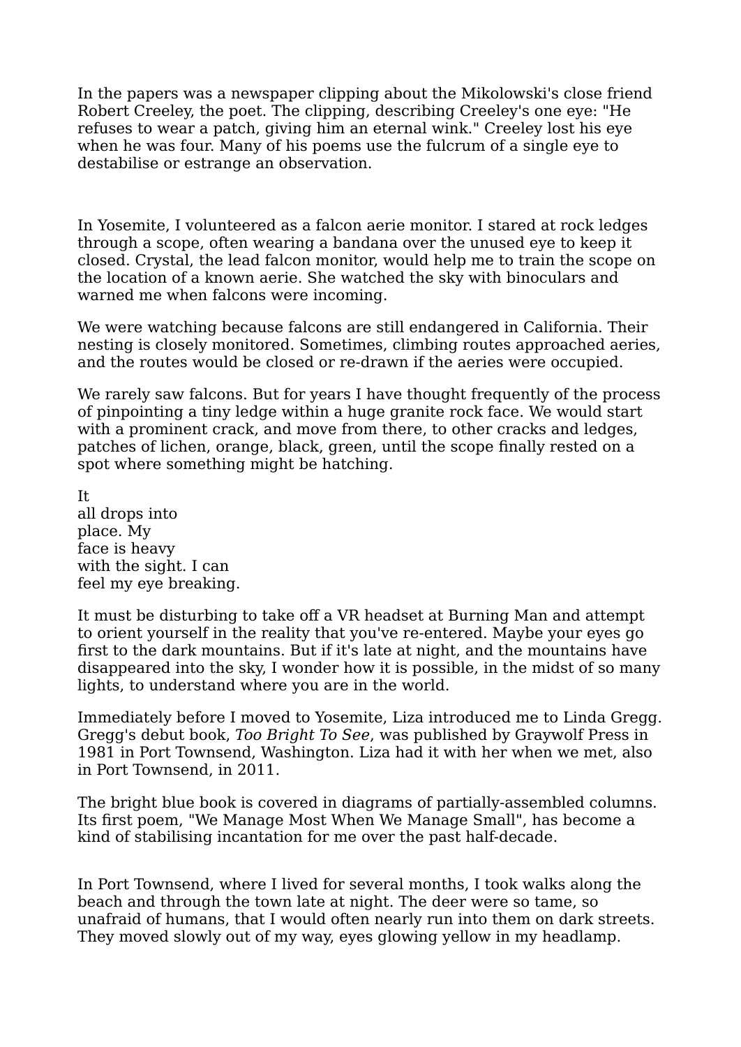In the papers was a newspaper clipping about the Mikolowski's close friend Robert Creeley, the poet. The clipping, describing Creeley's one eye: "He refuses to wear a patch, giving him an eternal wink." Creeley lost his eye when he was four. Many of his poems use the fulcrum of a single eye to destabilise or estrange an observation.

In Yosemite, I volunteered as a falcon aerie monitor. I stared at rock ledges through a scope, often wearing a bandana over the unused eye to keep it closed. Crystal, the lead falcon monitor, would help me to train the scope on the location of a known aerie. She watched the sky with binoculars and warned me when falcons were incoming.

We were watching because falcons are still endangered in California. Their nesting is closely monitored. Sometimes, climbing routes approached aeries, and the routes would be closed or re-drawn if the aeries were occupied.

We rarely saw falcons. But for years I have thought frequently of the process of pinpointing a tiny ledge within a huge granite rock face. We would start with a prominent crack, and move from there, to other cracks and ledges, patches of lichen, orange, black, green, until the scope finally rested on a spot where something might be hatching.

It  
all drops into  
place. My  
face is heavy  
with the sight. I can  
feel my eye breaking.

It must be disturbing to take off a VR headset at Burning Man and attempt to orient yourself in the reality that you've re-entered. Maybe your eyes go first to the dark mountains. But if it's late at night, and the mountains have disappeared into the sky, I wonder how it is possible, in the midst of so many lights, to understand where you are in the world.

Immediately before I moved to Yosemite, Liza introduced me to Linda Gregg. Gregg's debut book, *Too Bright To See*, was published by Graywolf Press in 1981 in Port Townsend, Washington. Liza had it with her when we met, also in Port Townsend, in 2011.

The bright blue book is covered in diagrams of partially-assembled columns. Its first poem, "We Manage Most When We Manage Small", has become a kind of stabilising incantation for me over the past half-decade.

In Port Townsend, where I lived for several months, I took walks along the beach and through the town late at night. The deer were so tame, so unafraid of humans, that I would often nearly run into them on dark streets. They moved slowly out of my way, eyes glowing yellow in my headlamp.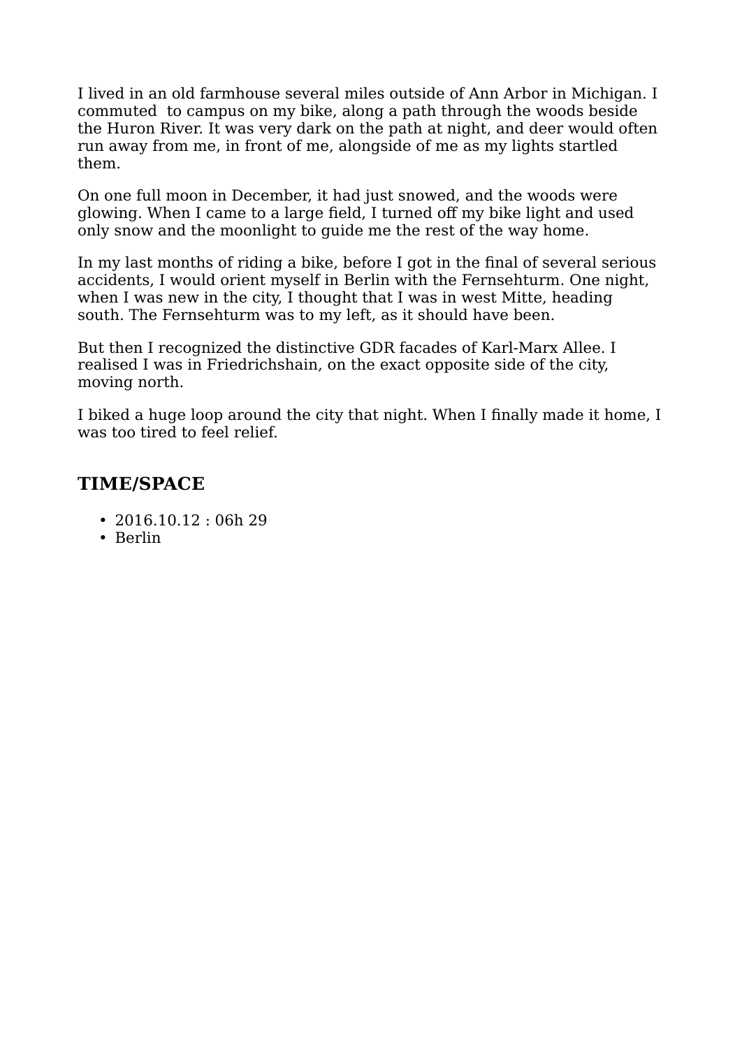I lived in an old farmhouse several miles outside of Ann Arbor in Michigan. I commuted  to campus on my bike, along a path through the woods beside the Huron River. It was very dark on the path at night, and deer would often run away from me, in front of me, alongside of me as my lights startled them.

On one full moon in December, it had just snowed, and the woods were glowing. When I came to a large field, I turned off my bike light and used only snow and the moonlight to guide me the rest of the way home.

In my last months of riding a bike, before I got in the final of several serious accidents, I would orient myself in Berlin with the Fernsehturm. One night, when I was new in the city, I thought that I was in west Mitte, heading south. The Fernsehturm was to my left, as it should have been.

But then I recognized the distinctive GDR facades of Karl-Marx Allee. I realised I was in Friedrichshain, on the exact opposite side of the city, moving north.

I biked a huge loop around the city that night. When I finally made it home, I was too tired to feel relief.

## TIME/SPACE

- 2016.10.12 : 06h 29
- Berlin